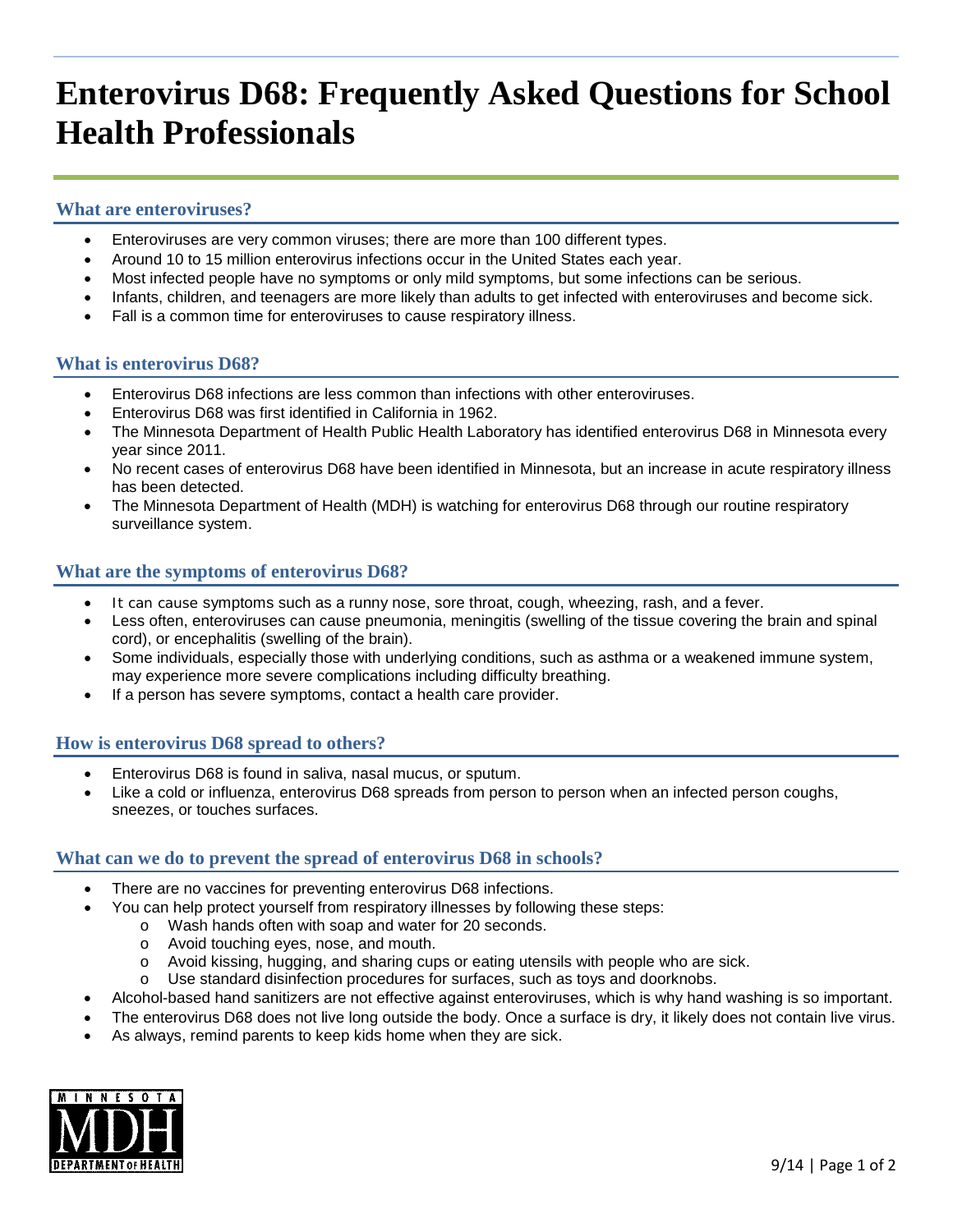# Enterovirus D68: Frequently Asked Questions for School Health Professionals

## What are enteroviruses?

- Enteroviruses are very common viruses; there are more than 100 different types.
- Around 10 to 15 million enterovirus infections occur in the United States each year.
- Most infected people have no symptoms or only mild symptoms, but some infections can be serious.
- Infants, children, and teenagers are more likely than adults to get infected with enteroviruses and become sick.
- Fall is a common time for enteroviruses to cause respiratory illness.

## What is enterovirus D68?

- Enterovirus D68 infections are less common than infections with other enteroviruses.
- Enterovirus D68 was first identified in California in 1962.
- The Minnesota Department of Health Public Health Laboratory has identified enterovirus D68 in Minnesota every year since 2011.
- No recent cases of enterovirus D68 have been identified in Minnesota, but an increase in acute respiratory illness has been detected.
- The Minnesota Department of Health (MDH) is watching for enterovirus D68 through our routine respiratory surveillance system.

## What are the symptoms of enterovirus D68?

- It can cause symptoms such as a runny nose, sore throat, cough, wheezing, rash, and a fever.
- Less often, enteroviruses can cause pneumonia, meningitis (swelling of the tissue covering the brain and spinal cord), or encephalitis (swelling of the brain).
- Some individuals, especially those with underlying conditions, such as asthma or a weakened immune system, may experience more severe complications including difficulty breathing.
- If a person has severe symptoms, contact a health care provider.

## How is enterovirus D68 spread to others?

- Enterovirus D68 is found in saliva, nasal mucus, or sputum.
- Like a cold or influenza, enterovirus D68 spreads from person to person when an infected person coughs, sneezes, or touches surfaces.

## What can we do to prevent the spread of enterovirus D68 in schools?

- There are no vaccines for preventing enterovirus D68 infections.
- You can help protect yourself from respiratory illnesses by following these steps:
  - Wash hands often with soap and water for 20 seconds.
  - Avoid touching eyes, nose, and mouth.
  - Avoid kissing, hugging, and sharing cups or eating utensils with people who are sick.
  - Use standard disinfection procedures for surfaces, such as toys and doorknobs.
- Alcohol-based hand sanitizers are not effective against enteroviruses, which is why hand washing is so important.
- The enterovirus D68 does not live long outside the body. Once a surface is dry, it likely does not contain live virus.
- As always, remind parents to keep kids home when they are sick.

MINNESOTA MDH DEPARTMENT OF HEALTH

9/14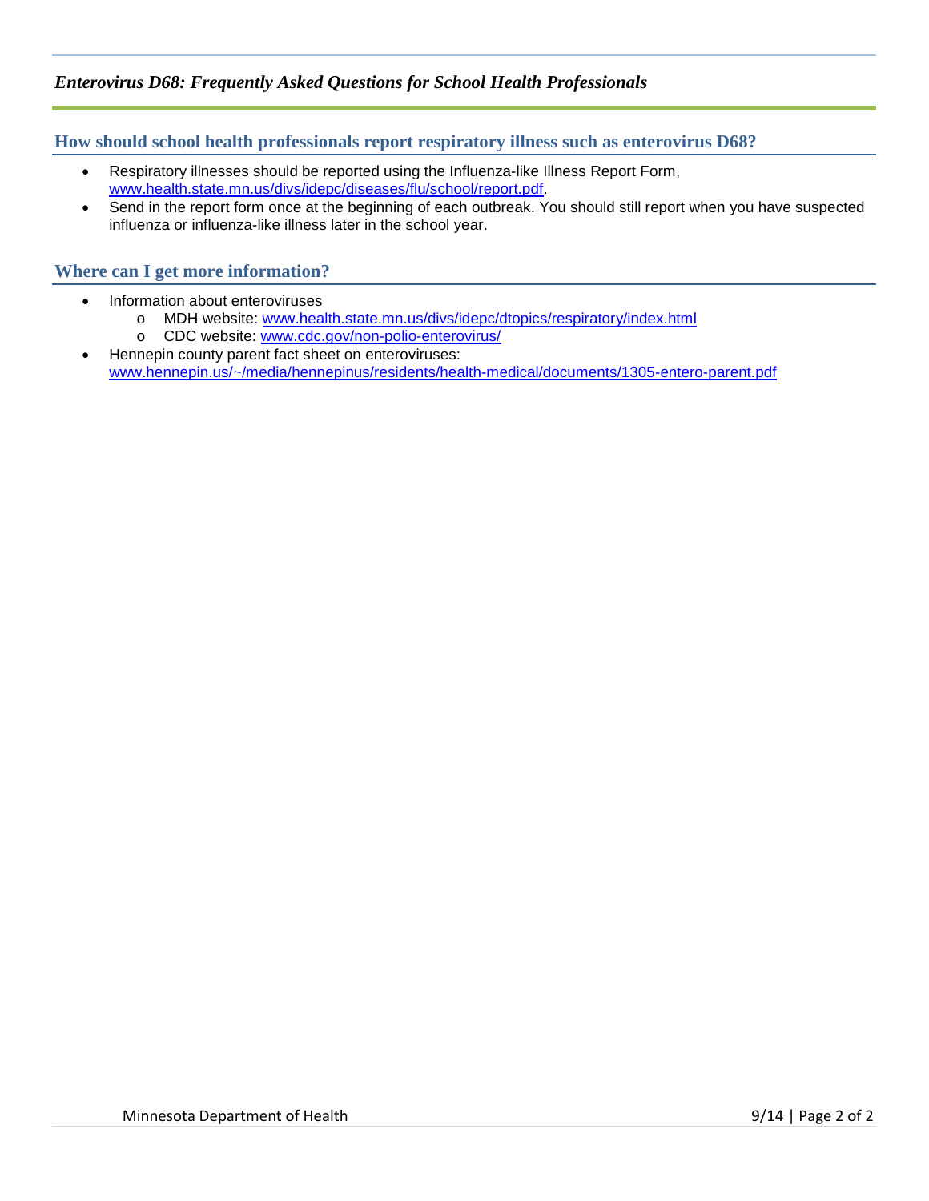## How should school health professionals report respiratory illness such as enterovirus D68?

- Respiratory illnesses should be reported using the Influenza-like Illness Report Form, www.health.state.mn.us/divs/idepc/diseases/flu/school/report.pdf.
- Send in the report form once at the beginning of each outbreak. You should still report when you have suspected influenza or influenza-like illness later in the school year.

## Where can I get more information?

- Information about enteroviruses
  - MDH website: www.health.state.mn.us/divs/idepc/dtopics/respiratory/index.html
  - CDC website: www.cdc.gov/non-polio-enterovirus/
- Hennepin county parent fact sheet on enteroviruses: www.hennepin.us/~/media/hennepinus/residents/health-medical/documents/1305-entero-parent.pdf